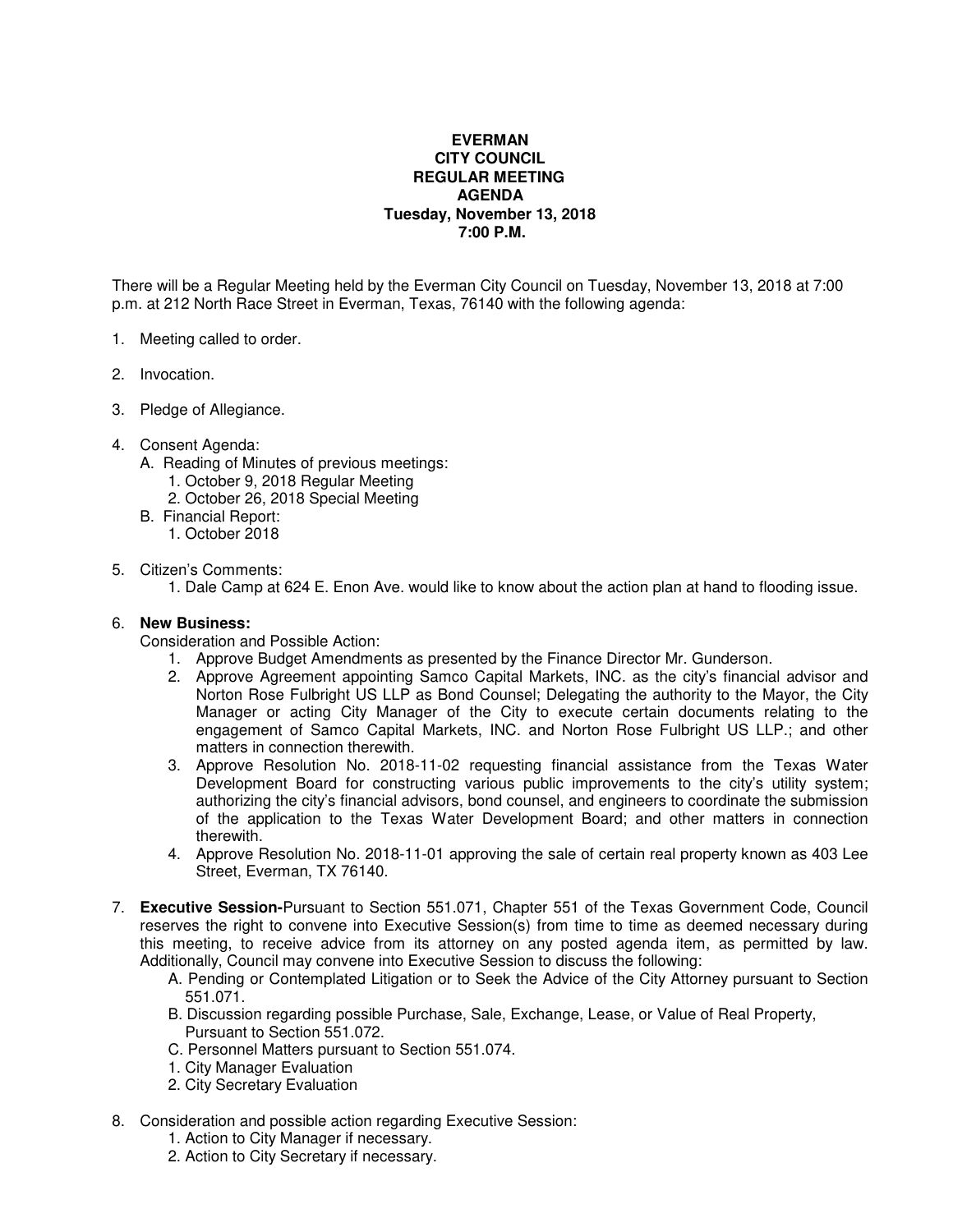**EVERMAN**
**CITY COUNCIL**
**REGULAR MEETING**
**AGENDA**
**Tuesday, November 13, 2018**
**7:00 P.M.**

There will be a Regular Meeting held by the Everman City Council on Tuesday, November 13, 2018 at 7:00 p.m. at 212 North Race Street in Everman, Texas, 76140 with the following agenda:

1. Meeting called to order.

2. Invocation.

3. Pledge of Allegiance.

4. Consent Agenda:
   A. Reading of Minutes of previous meetings:
      1. October 9, 2018 Regular Meeting
      2. October 26, 2018 Special Meeting
   B. Financial Report:
      1. October 2018

5. Citizen's Comments:
   1. Dale Camp at 624 E. Enon Ave. would like to know about the action plan at hand to flooding issue.

6. **New Business:**
   Consideration and Possible Action:
   1. Approve Budget Amendments as presented by the Finance Director Mr. Gunderson.
   2. Approve Agreement appointing Samco Capital Markets, INC. as the city's financial advisor and Norton Rose Fulbright US LLP as Bond Counsel; Delegating the authority to the Mayor, the City Manager or acting City Manager of the City to execute certain documents relating to the engagement of Samco Capital Markets, INC. and Norton Rose Fulbright US LLP.; and other matters in connection therewith.
   3. Approve Resolution No. 2018-11-02 requesting financial assistance from the Texas Water Development Board for constructing various public improvements to the city's utility system; authorizing the city's financial advisors, bond counsel, and engineers to coordinate the submission of the application to the Texas Water Development Board; and other matters in connection therewith.
   4. Approve Resolution No. 2018-11-01 approving the sale of certain real property known as 403 Lee Street, Everman, TX 76140.

7. **Executive Session-**Pursuant to Section 551.071, Chapter 551 of the Texas Government Code, Council reserves the right to convene into Executive Session(s) from time to time as deemed necessary during this meeting, to receive advice from its attorney on any posted agenda item, as permitted by law. Additionally, Council may convene into Executive Session to discuss the following:
   A. Pending or Contemplated Litigation or to Seek the Advice of the City Attorney pursuant to Section 551.071.
   B. Discussion regarding possible Purchase, Sale, Exchange, Lease, or Value of Real Property, Pursuant to Section 551.072.
   C. Personnel Matters pursuant to Section 551.074.
   1. City Manager Evaluation
   2. City Secretary Evaluation

8. Consideration and possible action regarding Executive Session:
   1. Action to City Manager if necessary.
   2. Action to City Secretary if necessary.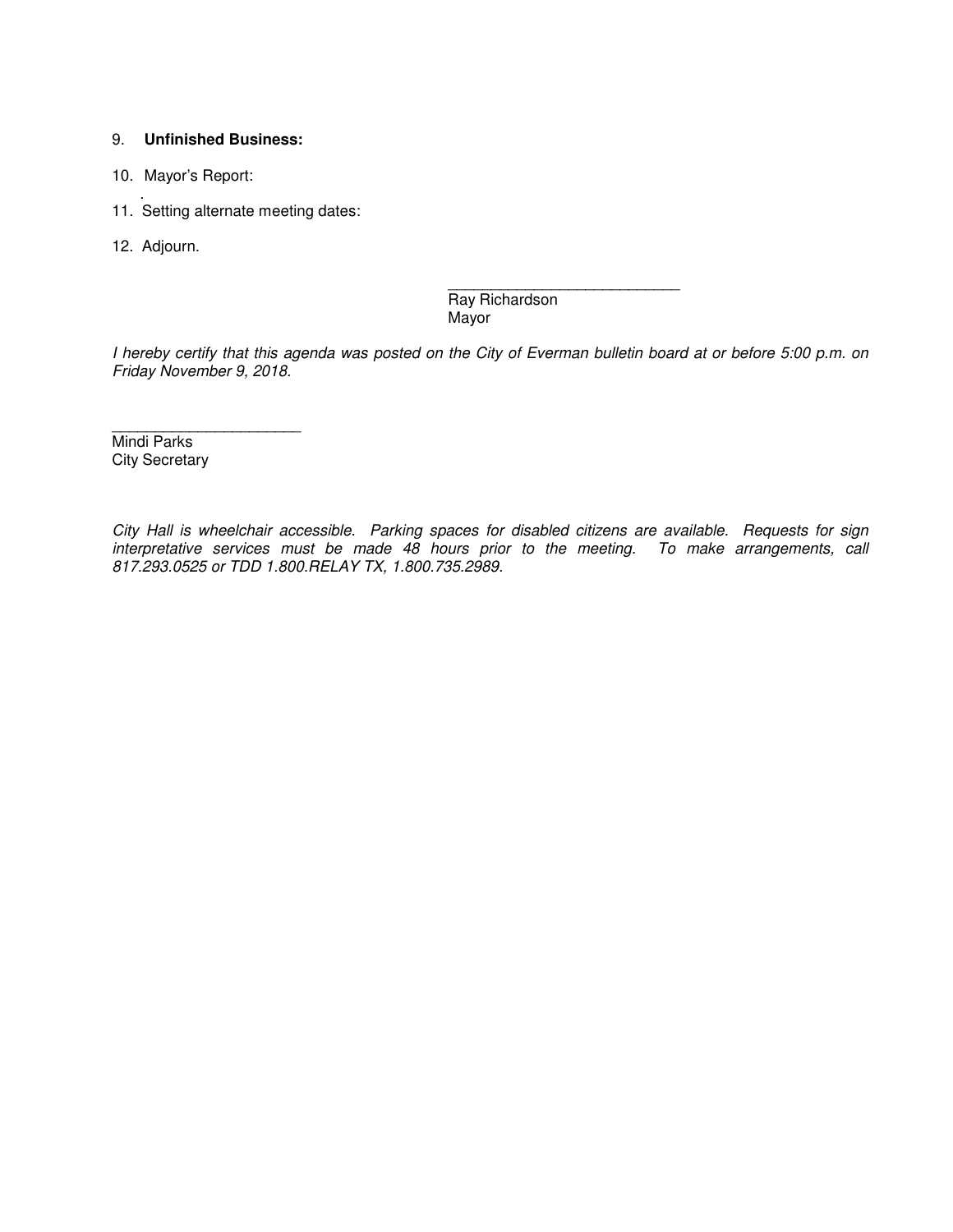9. **Unfinished Business:**

10. Mayor's Report:

11. Setting alternate meeting dates:

12. Adjourn.

\_\_\_\_\_\_\_\_\_\_\_\_\_\_\_\_\_\_\_\_\_\_\_\_\_\_\_\_
Ray Richardson
Mayor

*I hereby certify that this agenda was posted on the City of Everman bulletin board at or before 5:00 p.m. on Friday November 9, 2018.*

\_\_\_\_\_\_\_\_\_\_\_\_\_\_\_\_\_\_\_\_\_\_\_
Mindi Parks
City Secretary

*City Hall is wheelchair accessible. Parking spaces for disabled citizens are available. Requests for sign interpretative services must be made 48 hours prior to the meeting. To make arrangements, call 817.293.0525 or TDD 1.800.RELAY TX, 1.800.735.2989.*